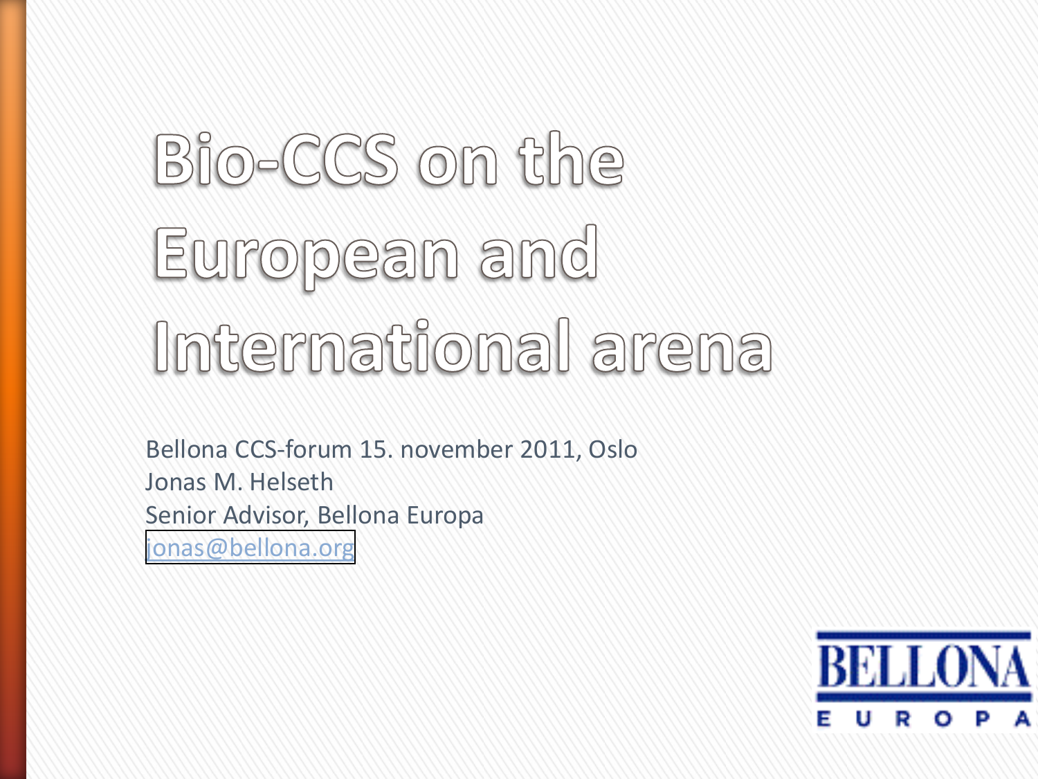# Bio-CCS on the European and International arena

Bellona CCS-forum 15. november 2011, Oslo
Jonas M. Helseth
Senior Advisor, Bellona Europa
jonas@bellona.org

BELLONA
EUROPA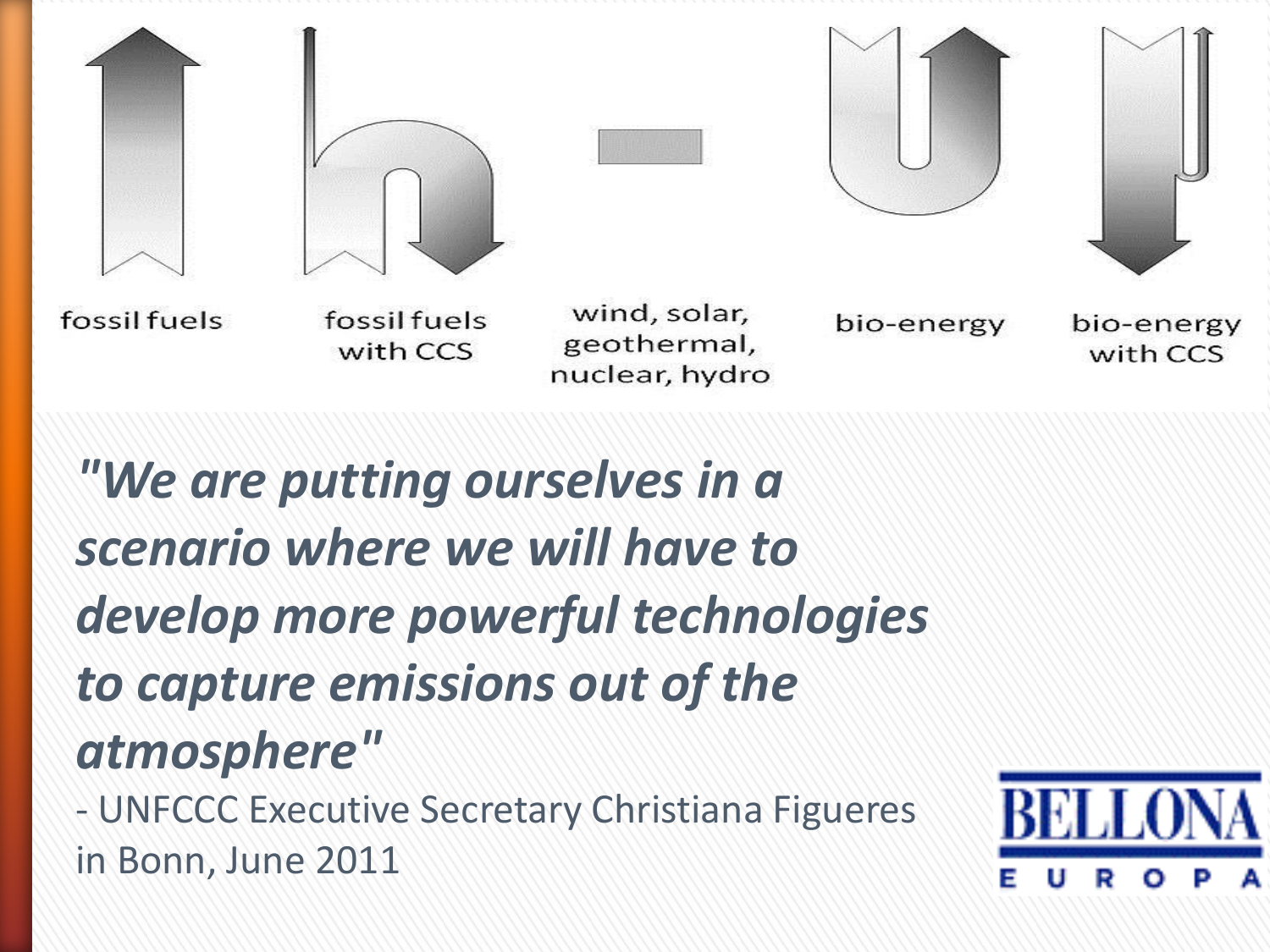fossil fuels

fossil fuels with CCS

wind, solar, geothermal, nuclear, hydro

bio-energy

bio-energy with CCS

***"We are putting ourselves in a scenario where we will have to develop more powerful technologies to capture emissions out of the atmosphere"***

- UNFCCC Executive Secretary Christiana Figueres in Bonn, June 2011

BELLONA EUROPA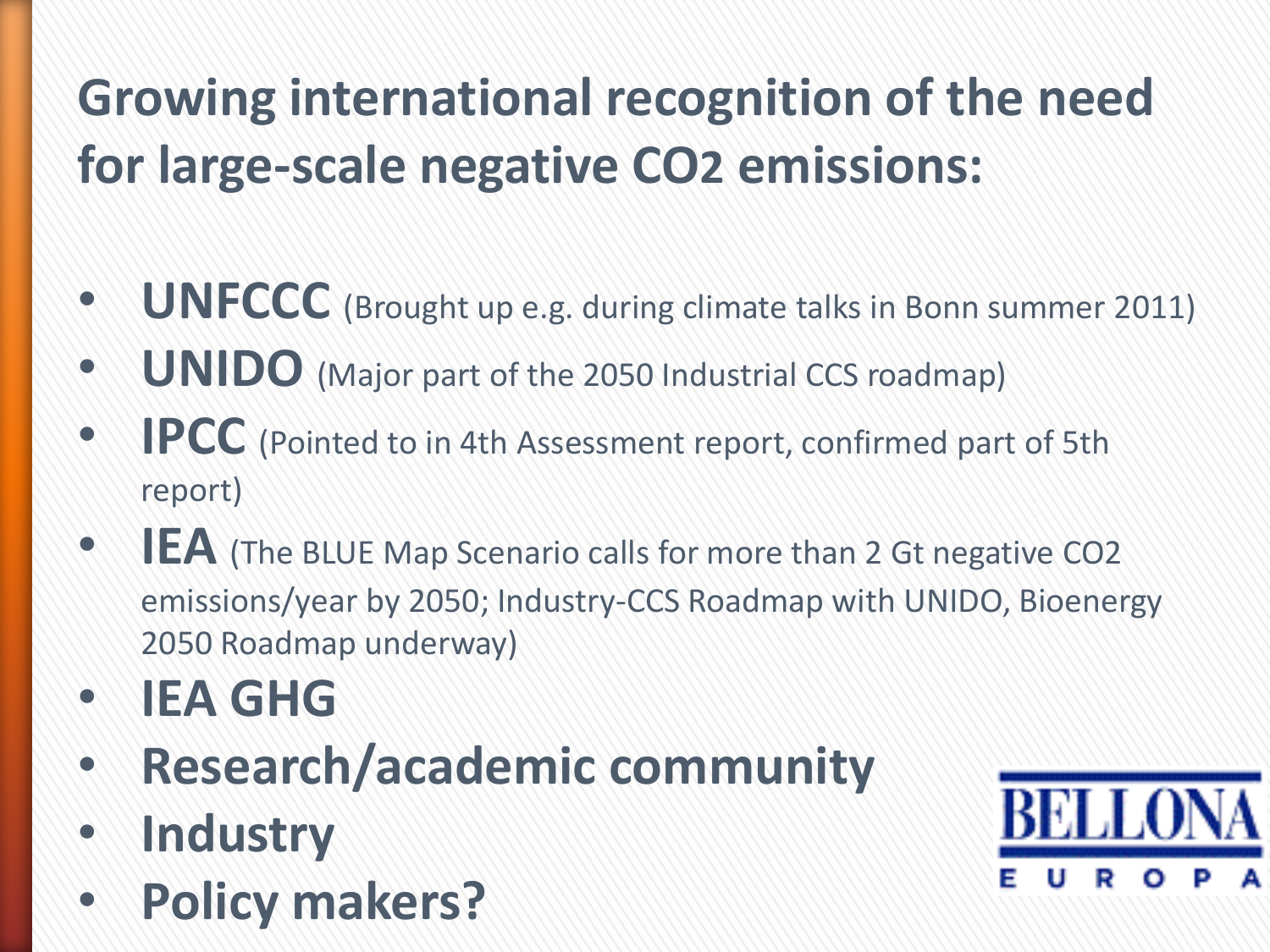# Growing international recognition of the need for large-scale negative $CO_2$ emissions:

- **UNFCCC** (Brought up e.g. during climate talks in Bonn summer 2011)
- **UNIDO** (Major part of the 2050 Industrial CCS roadmap)
- **IPCC** (Pointed to in 4th Assessment report, confirmed part of 5th report)
- **IEA** (The BLUE Map Scenario calls for more than 2 Gt negative CO2 emissions/year by 2050; Industry-CCS Roadmap with UNIDO, Bioenergy 2050 Roadmap underway)
- **IEA GHG**
- **Research/academic community**
- **Industry**
- **Policy makers?**

BELLONA EUROPA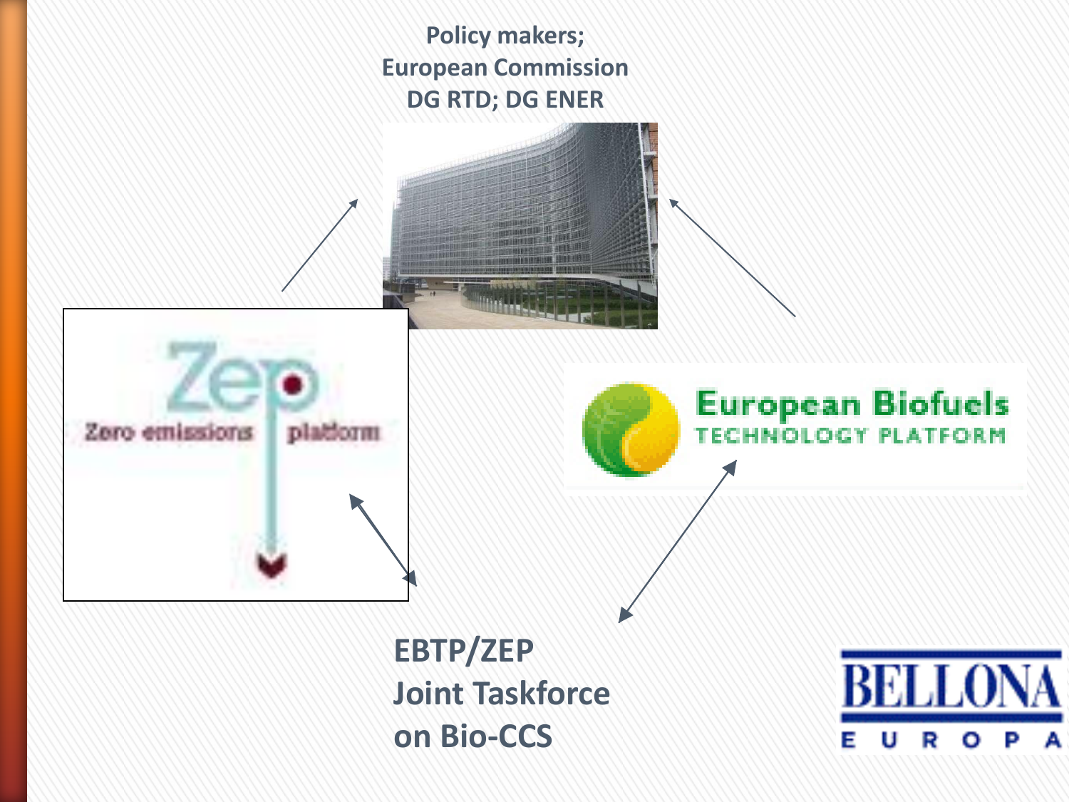Policy makers;
European Commission
DG RTD; DG ENER

Zep
Zero emissions platform

European Biofuels
TECHNOLOGY PLATFORM

EBTP/ZEP
Joint Taskforce
on Bio-CCS

BELLONA
EUROPA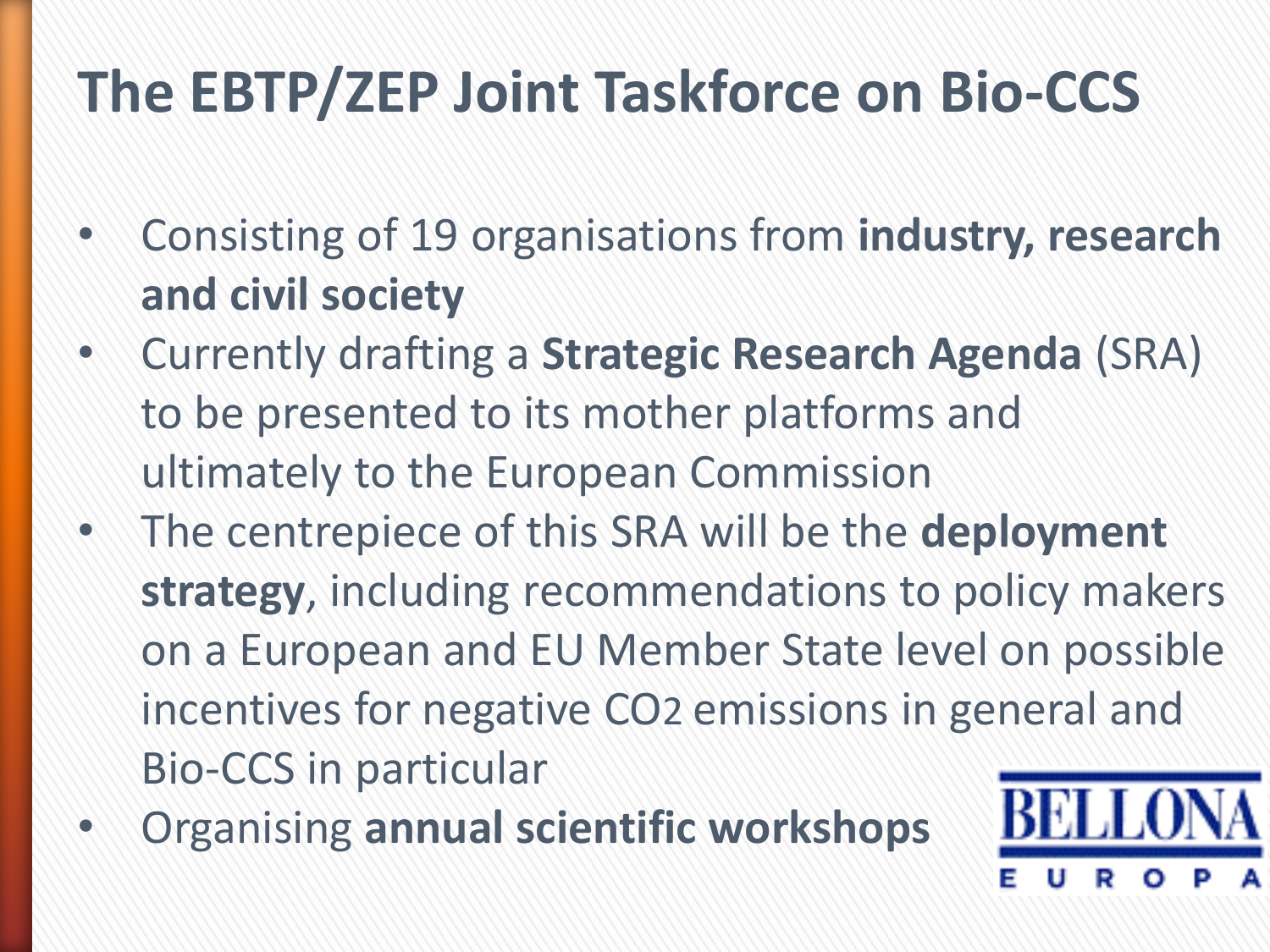# The EBTP/ZEP Joint Taskforce on Bio-CCS

- Consisting of 19 organisations from **industry, research and civil society**
- Currently drafting a **Strategic Research Agenda** (SRA) to be presented to its mother platforms and ultimately to the European Commission
- The centrepiece of this SRA will be the **deployment strategy**, including recommendations to policy makers on a European and EU Member State level on possible incentives for negative $CO_2$ emissions in general and Bio-CCS in particular
- Organising **annual scientific workshops**

BELLONA EUROPA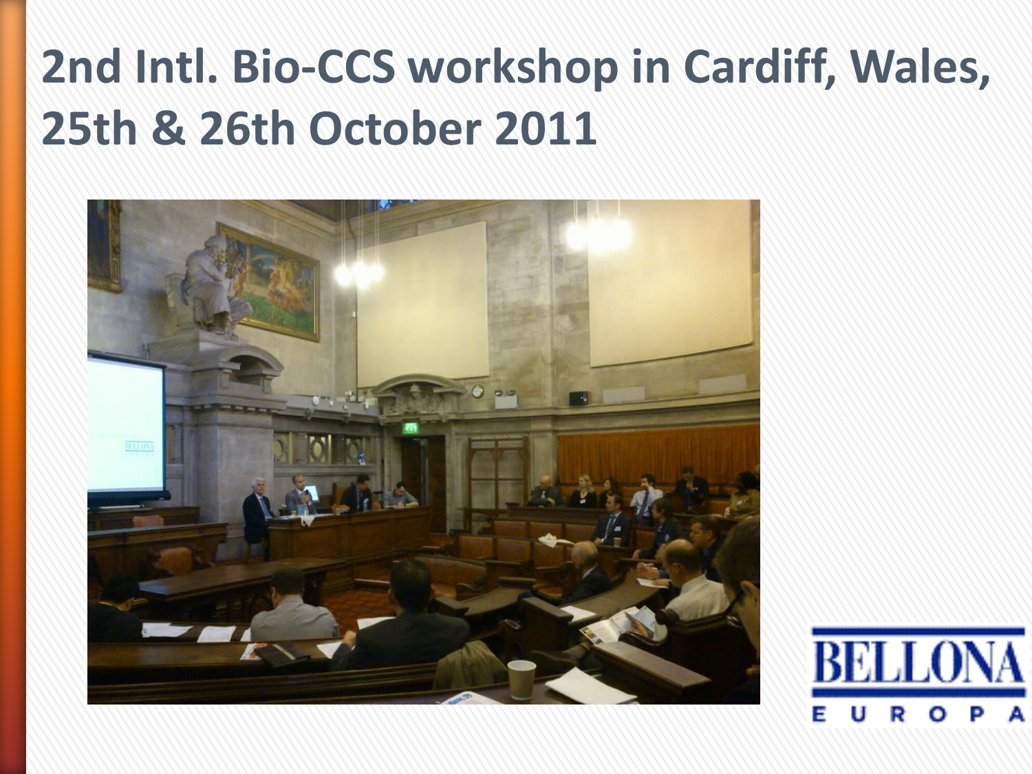# 2nd Intl. Bio-CCS workshop in Cardiff, Wales, 25th & 26th October 2011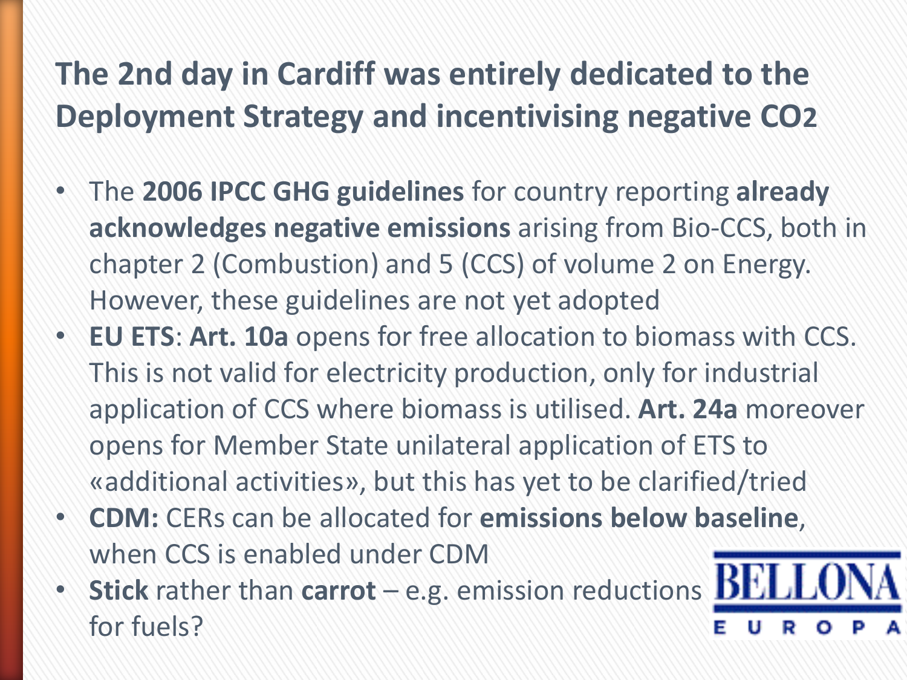# The 2nd day in Cardiff was entirely dedicated to the Deployment Strategy and incentivising negative $CO_2$

- The **2006 IPCC GHG guidelines** for country reporting **already acknowledges negative emissions** arising from Bio-CCS, both in chapter 2 (Combustion) and 5 (CCS) of volume 2 on Energy. However, these guidelines are not yet adopted
- **EU ETS**: **Art. 10a** opens for free allocation to biomass with CCS. This is not valid for electricity production, only for industrial application of CCS where biomass is utilised. **Art. 24a** moreover opens for Member State unilateral application of ETS to «additional activities», but this has yet to be clarified/tried
- **CDM:** CERs can be allocated for **emissions below baseline**, when CCS is enabled under CDM
- **Stick** rather than **carrot** – e.g. emission reductions for fuels?

BELLONA EUROPA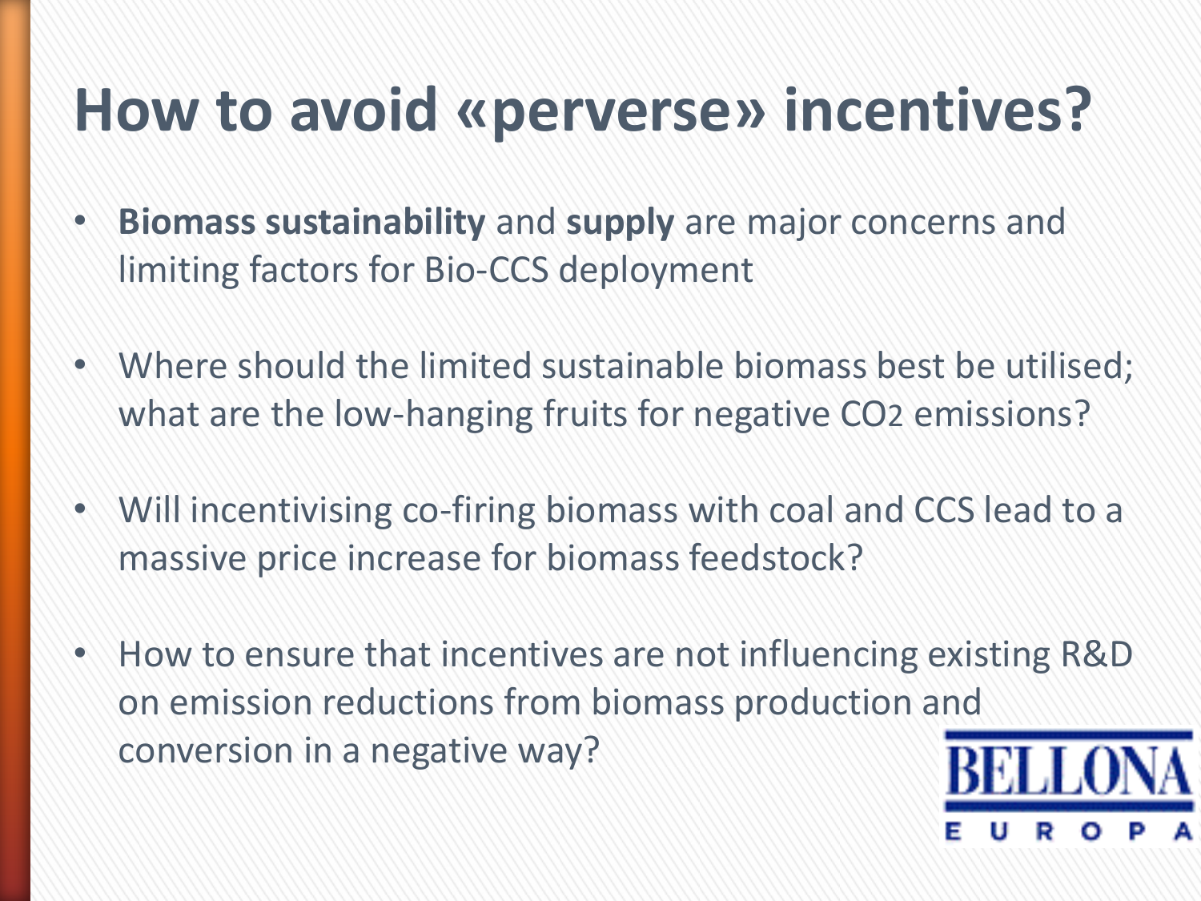# How to avoid «perverse» incentives?

- **Biomass sustainability** and **supply** are major concerns and limiting factors for Bio-CCS deployment
- Where should the limited sustainable biomass best be utilised; what are the low-hanging fruits for negative $CO_2$ emissions?
- Will incentivising co-firing biomass with coal and CCS lead to a massive price increase for biomass feedstock?
- How to ensure that incentives are not influencing existing R&D on emission reductions from biomass production and conversion in a negative way?

BELLONA EUROPA